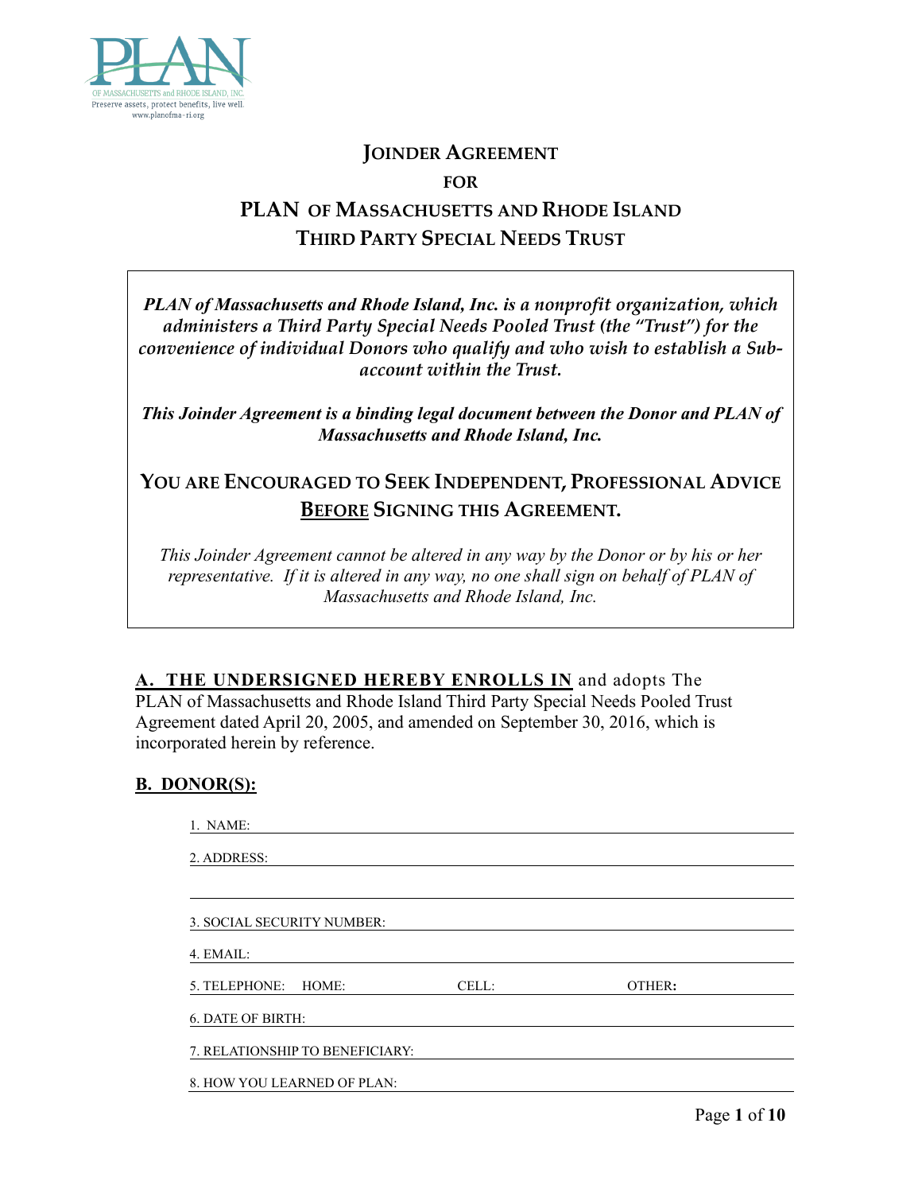PLAN

OF MASSACHUSETTS and RHODE ISLAND, INC.

Preserve assets, protect benefits, live well.

www.planofma-ri.org

# JOINDER AGREEMENT

## FOR

## PLAN OF MASSACHUSETTS AND RHODE ISLAND THIRD PARTY SPECIAL NEEDS TRUST

***PLAN of Massachusetts and Rhode Island, Inc. is a nonprofit organization, which administers a Third Party Special Needs Pooled Trust (the "Trust") for the convenience of individual Donors who qualify and who wish to establish a Sub-account within the Trust.***

***This Joinder Agreement is a binding legal document between the Donor and PLAN of Massachusetts and Rhode Island, Inc.***

**YOU ARE ENCOURAGED TO SEEK INDEPENDENT, PROFESSIONAL ADVICE BEFORE SIGNING THIS AGREEMENT.**

*This Joinder Agreement cannot be altered in any way by the Donor or by his or her representative. If it is altered in any way, no one shall sign on behalf of PLAN of Massachusetts and Rhode Island, Inc.*

**A. THE UNDERSIGNED HEREBY ENROLLS IN** and adopts The PLAN of Massachusetts and Rhode Island Third Party Special Needs Pooled Trust Agreement dated April 20, 2005, and amended on September 30, 2016, which is incorporated herein by reference.

**B. DONOR(S):**

1. NAME: ______________________________

2. ADDRESS: ______________________________

______________________________

3. SOCIAL SECURITY NUMBER: ______________________________

4. EMAIL: ______________________________

5. TELEPHONE: HOME: ____________ CELL: ____________ OTHER: ____________

6. DATE OF BIRTH: ______________________________

7. RELATIONSHIP TO BENEFICIARY: ______________________________

8. HOW YOU LEARNED OF PLAN: ______________________________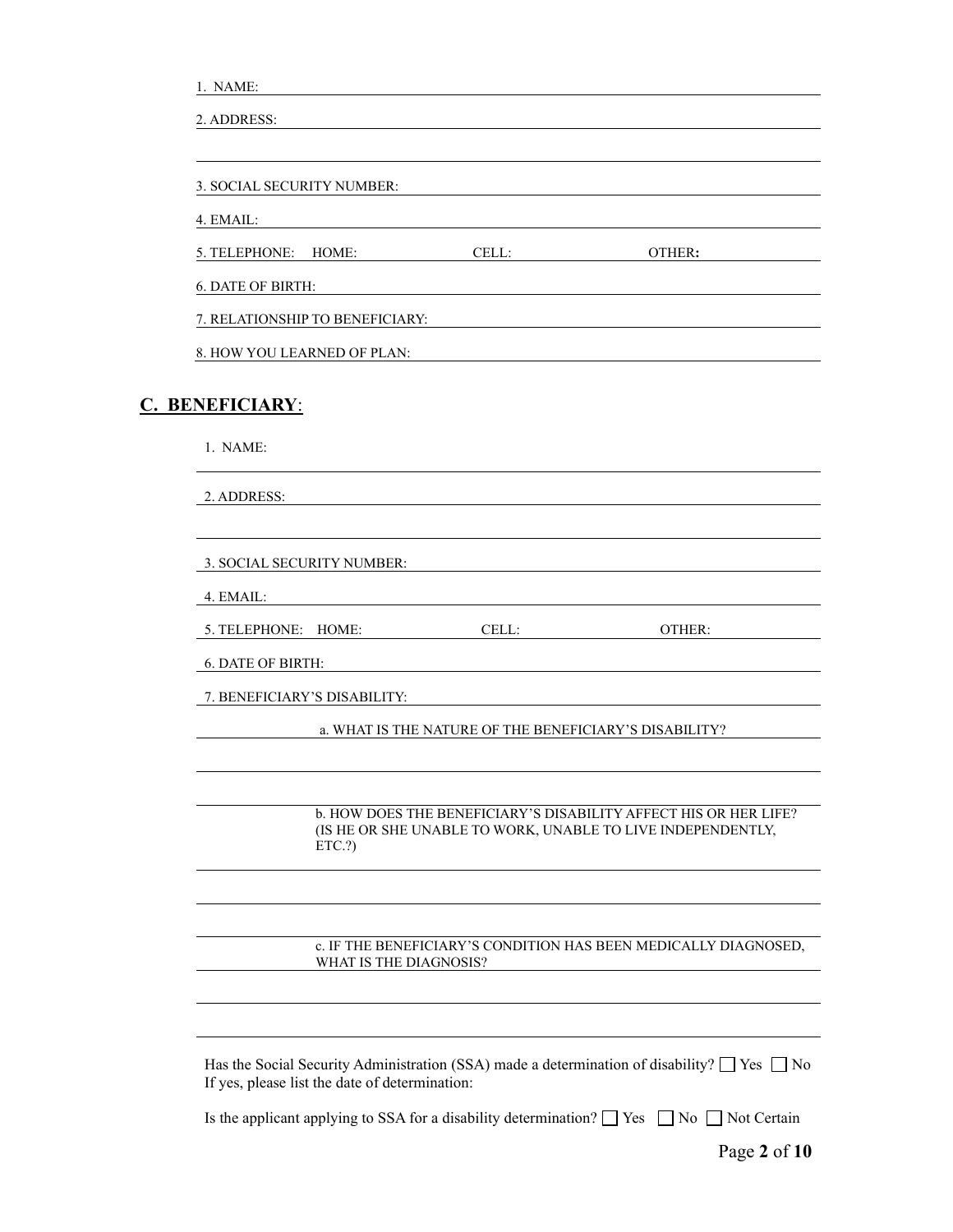1. NAME:

2. ADDRESS:

3. SOCIAL SECURITY NUMBER:

4. EMAIL:

5. TELEPHONE: HOME: CELL: OTHER:

6. DATE OF BIRTH:

7. RELATIONSHIP TO BENEFICIARY:

8. HOW YOU LEARNED OF PLAN:

## C. BENEFICIARY:

1. NAME:

2. ADDRESS:

3. SOCIAL SECURITY NUMBER:

4. EMAIL:

5. TELEPHONE: HOME: CELL: OTHER:

6. DATE OF BIRTH:

7. BENEFICIARY'S DISABILITY:

a. WHAT IS THE NATURE OF THE BENEFICIARY'S DISABILITY?

b. HOW DOES THE BENEFICIARY'S DISABILITY AFFECT HIS OR HER LIFE? (IS HE OR SHE UNABLE TO WORK, UNABLE TO LIVE INDEPENDENTLY, ETC.?)

c. IF THE BENEFICIARY'S CONDITION HAS BEEN MEDICALLY DIAGNOSED, WHAT IS THE DIAGNOSIS?

Has the Social Security Administration (SSA) made a determination of disability? ☐ Yes ☐ No
If yes, please list the date of determination:

Is the applicant applying to SSA for a disability determination? ☐ Yes ☐ No ☐ Not Certain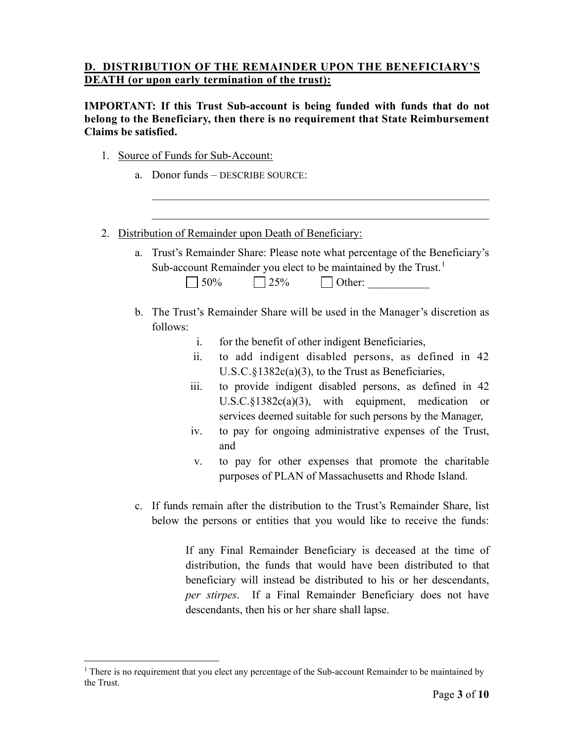## D. DISTRIBUTION OF THE REMAINDER UPON THE BENEFICIARY'S DEATH (or upon early termination of the trust):

**IMPORTANT: If this Trust Sub-account is being funded with funds that do not belong to the Beneficiary, then there is no requirement that State Reimbursement Claims be satisfied.**

1. Source of Funds for Sub-Account:
   a. Donor funds – DESCRIBE SOURCE:

      ______________________________________________________________

      ______________________________________________________________

2. Distribution of Remainder upon Death of Beneficiary:
   a. Trust's Remainder Share: Please note what percentage of the Beneficiary's Sub-account Remainder you elect to be maintained by the Trust.[1]

      ☐ 50%  ☐ 25%  ☐ Other: ___________

   b. The Trust's Remainder Share will be used in the Manager's discretion as follows:
      i. for the benefit of other indigent Beneficiaries,
      ii. to add indigent disabled persons, as defined in 42 U.S.C.§1382c(a)(3), to the Trust as Beneficiaries,
      iii. to provide indigent disabled persons, as defined in 42 U.S.C.§1382c(a)(3), with equipment, medication or services deemed suitable for such persons by the Manager,
      iv. to pay for ongoing administrative expenses of the Trust, and
      v. to pay for other expenses that promote the charitable purposes of PLAN of Massachusetts and Rhode Island.

   c. If funds remain after the distribution to the Trust's Remainder Share, list below the persons or entities that you would like to receive the funds:

      If any Final Remainder Beneficiary is deceased at the time of distribution, the funds that would have been distributed to that beneficiary will instead be distributed to his or her descendants, *per stirpes*. If a Final Remainder Beneficiary does not have descendants, then his or her share shall lapse.

---

[1] There is no requirement that you elect any percentage of the Sub-account Remainder to be maintained by the Trust.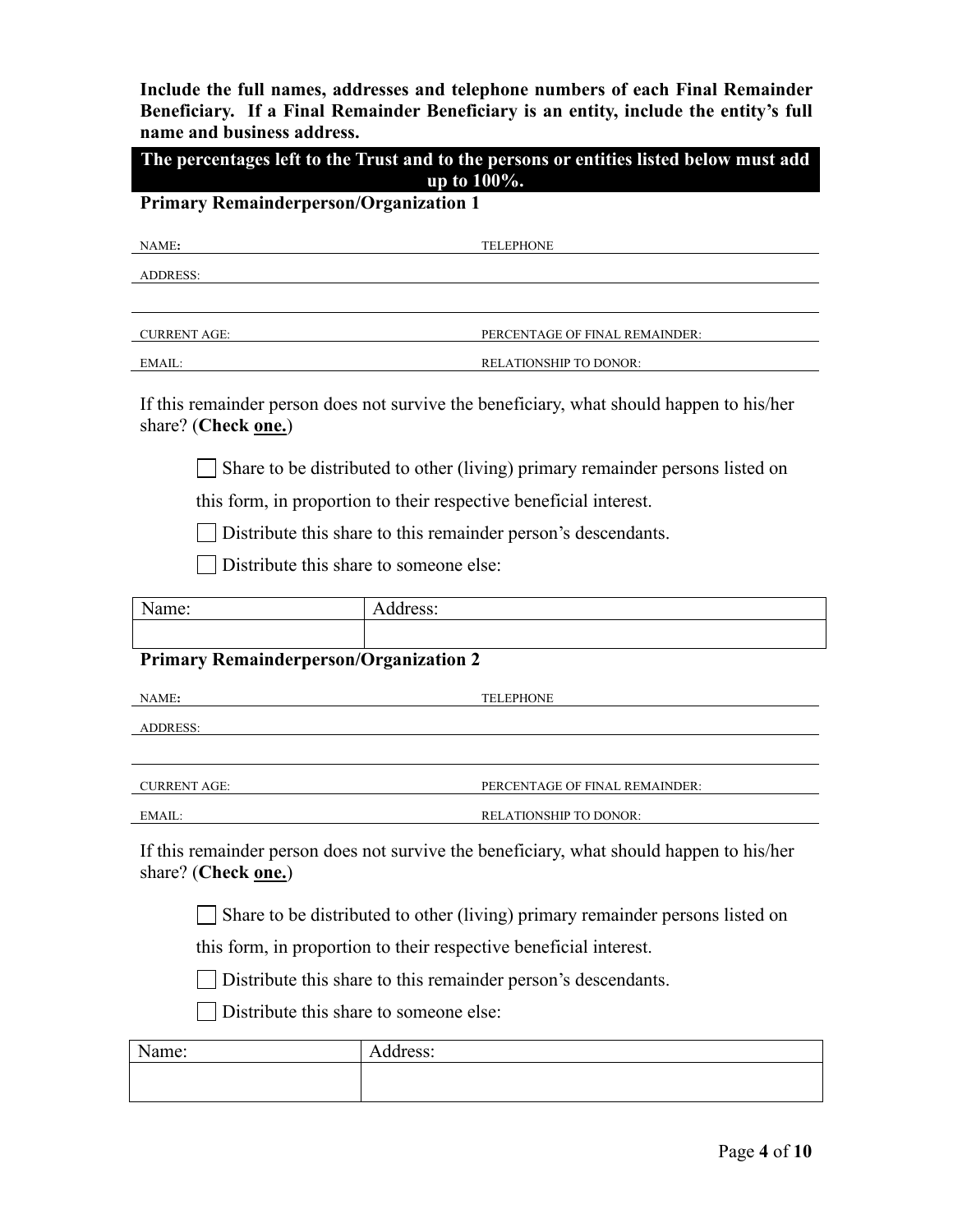**Include the full names, addresses and telephone numbers of each Final Remainder Beneficiary. If a Final Remainder Beneficiary is an entity, include the entity's full name and business address.**

**The percentages left to the Trust and to the persons or entities listed below must add up to 100%.**

**Primary Remainderperson/Organization 1**

NAME: TELEPHONE

ADDRESS:

CURRENT AGE: PERCENTAGE OF FINAL REMAINDER:

EMAIL: RELATIONSHIP TO DONOR:

If this remainder person does not survive the beneficiary, what should happen to his/her share? (**Check <u>one.</u>**)

☐ Share to be distributed to other (living) primary remainder persons listed on this form, in proportion to their respective beneficial interest.

☐ Distribute this share to this remainder person's descendants.

☐ Distribute this share to someone else:

| Name: | Address: |
|---|---|
| | |

**Primary Remainderperson/Organization 2**

NAME: TELEPHONE

ADDRESS:

CURRENT AGE: PERCENTAGE OF FINAL REMAINDER:

EMAIL: RELATIONSHIP TO DONOR:

If this remainder person does not survive the beneficiary, what should happen to his/her share? (**Check <u>one.</u>**)

☐ Share to be distributed to other (living) primary remainder persons listed on this form, in proportion to their respective beneficial interest.

☐ Distribute this share to this remainder person's descendants.

☐ Distribute this share to someone else:

| Name: | Address: |
|---|---|
| | |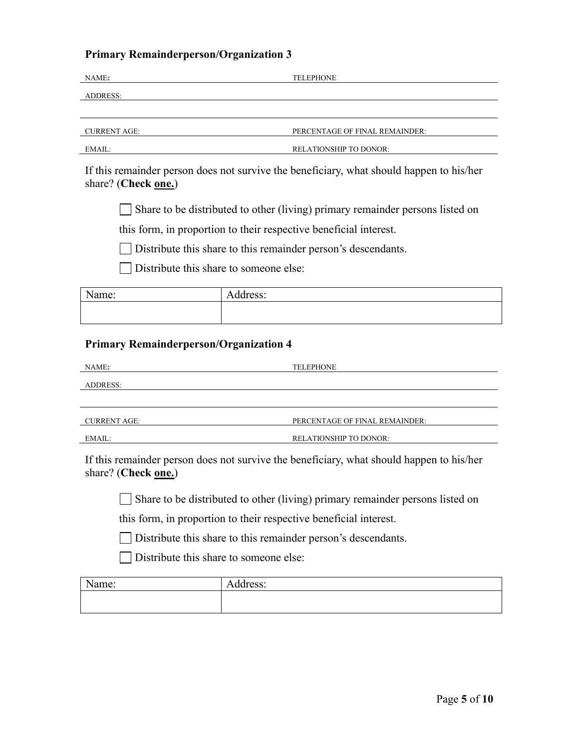**Primary Remainderperson/Organization 3**

NAME: TELEPHONE

ADDRESS:

CURRENT AGE: PERCENTAGE OF FINAL REMAINDER:

EMAIL: RELATIONSHIP TO DONOR:

If this remainder person does not survive the beneficiary, what should happen to his/her share? (**Check <u>one.</u>**)

- ☐ Share to be distributed to other (living) primary remainder persons listed on this form, in proportion to their respective beneficial interest.
- ☐ Distribute this share to this remainder person's descendants.
- ☐ Distribute this share to someone else:

| Name: | Address: |
|---|---|
| | |

**Primary Remainderperson/Organization 4**

NAME: TELEPHONE

ADDRESS:

CURRENT AGE: PERCENTAGE OF FINAL REMAINDER:

EMAIL: RELATIONSHIP TO DONOR:

If this remainder person does not survive the beneficiary, what should happen to his/her share? (**Check <u>one.</u>**)

- ☐ Share to be distributed to other (living) primary remainder persons listed on this form, in proportion to their respective beneficial interest.
- ☐ Distribute this share to this remainder person's descendants.
- ☐ Distribute this share to someone else:

| Name: | Address: |
|---|---|
| | |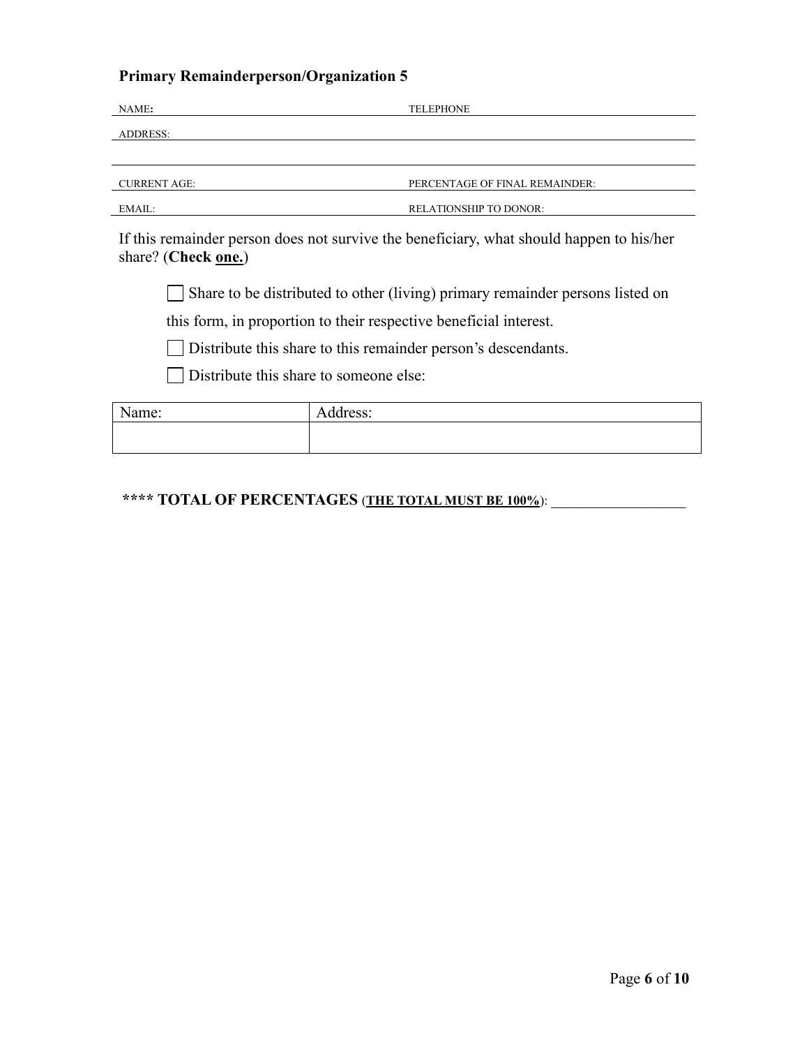### Primary Remainderperson/Organization 5

NAME: TELEPHONE

ADDRESS:

CURRENT AGE: PERCENTAGE OF FINAL REMAINDER:

EMAIL: RELATIONSHIP TO DONOR:

If this remainder person does not survive the beneficiary, what should happen to his/her share? (**Check <u>one.</u>**)

- ☐ Share to be distributed to other (living) primary remainder persons listed on this form, in proportion to their respective beneficial interest.
- ☐ Distribute this share to this remainder person's descendants.
- ☐ Distribute this share to someone else:

| Name: | Address: |
|---|---|
| | |

**\*\*\*\* TOTAL OF PERCENTAGES** (**<u>THE TOTAL MUST BE 100%</u>**): __________________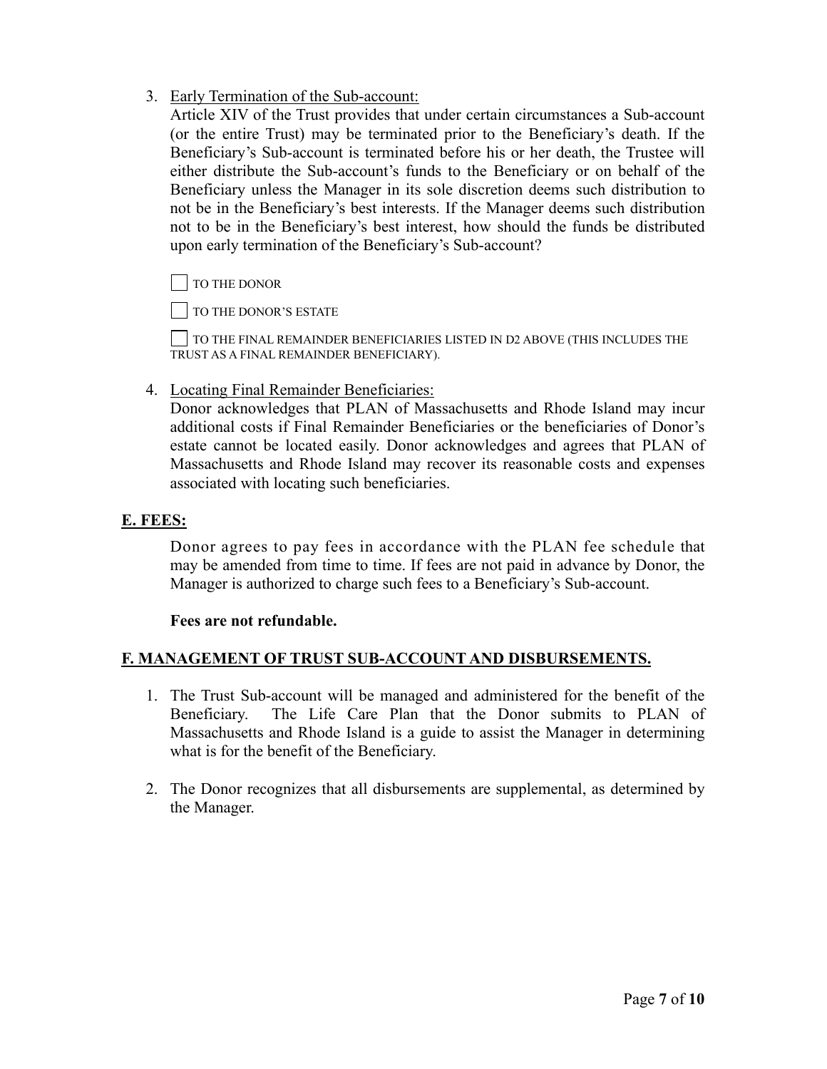3. Early Termination of the Sub-account:
   Article XIV of the Trust provides that under certain circumstances a Sub-account (or the entire Trust) may be terminated prior to the Beneficiary's death. If the Beneficiary's Sub-account is terminated before his or her death, the Trustee will either distribute the Sub-account's funds to the Beneficiary or on behalf of the Beneficiary unless the Manager in its sole discretion deems such distribution to not be in the Beneficiary's best interests. If the Manager deems such distribution not to be in the Beneficiary's best interest, how should the funds be distributed upon early termination of the Beneficiary's Sub-account?

   ☐ TO THE DONOR

   ☐ TO THE DONOR'S ESTATE

   ☐ TO THE FINAL REMAINDER BENEFICIARIES LISTED IN D2 ABOVE (THIS INCLUDES THE TRUST AS A FINAL REMAINDER BENEFICIARY).

4. Locating Final Remainder Beneficiaries:
   Donor acknowledges that PLAN of Massachusetts and Rhode Island may incur additional costs if Final Remainder Beneficiaries or the beneficiaries of Donor's estate cannot be located easily. Donor acknowledges and agrees that PLAN of Massachusetts and Rhode Island may recover its reasonable costs and expenses associated with locating such beneficiaries.

## E. FEES:

Donor agrees to pay fees in accordance with the PLAN fee schedule that may be amended from time to time. If fees are not paid in advance by Donor, the Manager is authorized to charge such fees to a Beneficiary's Sub-account.

**Fees are not refundable.**

## F. MANAGEMENT OF TRUST SUB-ACCOUNT AND DISBURSEMENTS.

1. The Trust Sub-account will be managed and administered for the benefit of the Beneficiary. The Life Care Plan that the Donor submits to PLAN of Massachusetts and Rhode Island is a guide to assist the Manager in determining what is for the benefit of the Beneficiary.

2. The Donor recognizes that all disbursements are supplemental, as determined by the Manager.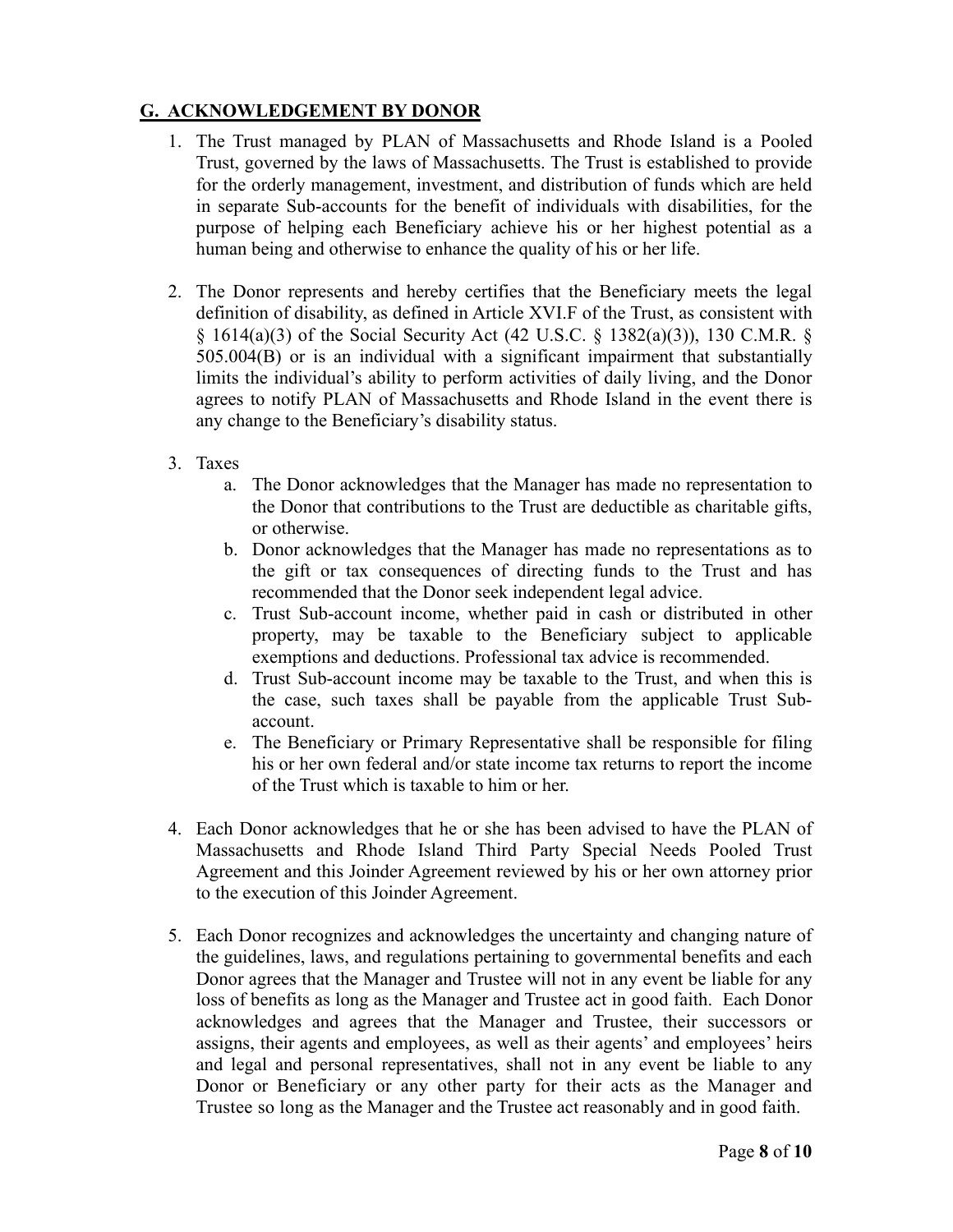## G. ACKNOWLEDGEMENT BY DONOR

1. The Trust managed by PLAN of Massachusetts and Rhode Island is a Pooled Trust, governed by the laws of Massachusetts. The Trust is established to provide for the orderly management, investment, and distribution of funds which are held in separate Sub-accounts for the benefit of individuals with disabilities, for the purpose of helping each Beneficiary achieve his or her highest potential as a human being and otherwise to enhance the quality of his or her life.

2. The Donor represents and hereby certifies that the Beneficiary meets the legal definition of disability, as defined in Article XVI.F of the Trust, as consistent with § 1614(a)(3) of the Social Security Act (42 U.S.C. § 1382(a)(3)), 130 C.M.R. § 505.004(B) or is an individual with a significant impairment that substantially limits the individual's ability to perform activities of daily living, and the Donor agrees to notify PLAN of Massachusetts and Rhode Island in the event there is any change to the Beneficiary's disability status.

3. Taxes
   a. The Donor acknowledges that the Manager has made no representation to the Donor that contributions to the Trust are deductible as charitable gifts, or otherwise.
   b. Donor acknowledges that the Manager has made no representations as to the gift or tax consequences of directing funds to the Trust and has recommended that the Donor seek independent legal advice.
   c. Trust Sub-account income, whether paid in cash or distributed in other property, may be taxable to the Beneficiary subject to applicable exemptions and deductions. Professional tax advice is recommended.
   d. Trust Sub-account income may be taxable to the Trust, and when this is the case, such taxes shall be payable from the applicable Trust Sub-account.
   e. The Beneficiary or Primary Representative shall be responsible for filing his or her own federal and/or state income tax returns to report the income of the Trust which is taxable to him or her.

4. Each Donor acknowledges that he or she has been advised to have the PLAN of Massachusetts and Rhode Island Third Party Special Needs Pooled Trust Agreement and this Joinder Agreement reviewed by his or her own attorney prior to the execution of this Joinder Agreement.

5. Each Donor recognizes and acknowledges the uncertainty and changing nature of the guidelines, laws, and regulations pertaining to governmental benefits and each Donor agrees that the Manager and Trustee will not in any event be liable for any loss of benefits as long as the Manager and Trustee act in good faith. Each Donor acknowledges and agrees that the Manager and Trustee, their successors or assigns, their agents and employees, as well as their agents' and employees' heirs and legal and personal representatives, shall not in any event be liable to any Donor or Beneficiary or any other party for their acts as the Manager and Trustee so long as the Manager and the Trustee act reasonably and in good faith.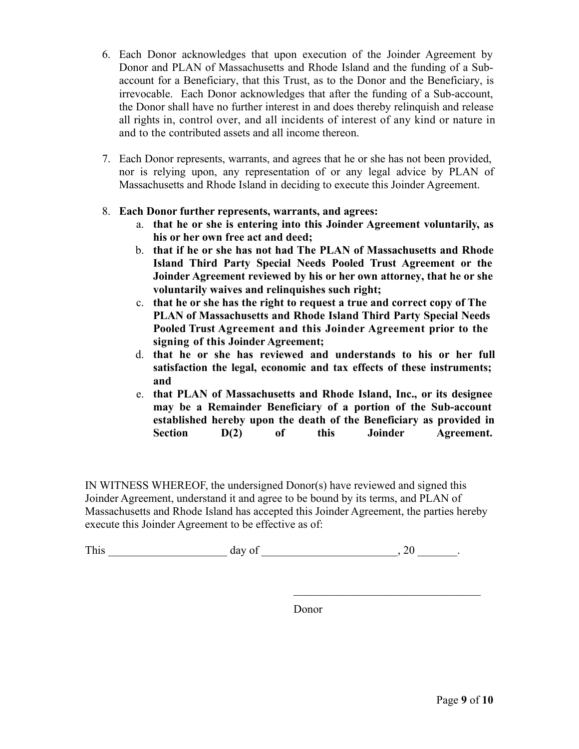6. Each Donor acknowledges that upon execution of the Joinder Agreement by Donor and PLAN of Massachusetts and Rhode Island and the funding of a Sub-account for a Beneficiary, that this Trust, as to the Donor and the Beneficiary, is irrevocable. Each Donor acknowledges that after the funding of a Sub-account, the Donor shall have no further interest in and does thereby relinquish and release all rights in, control over, and all incidents of interest of any kind or nature in and to the contributed assets and all income thereon.

7. Each Donor represents, warrants, and agrees that he or she has not been provided, nor is relying upon, any representation of or any legal advice by PLAN of Massachusetts and Rhode Island in deciding to execute this Joinder Agreement.

8. **Each Donor further represents, warrants, and agrees:**
   a. **that he or she is entering into this Joinder Agreement voluntarily, as his or her own free act and deed;**
   b. **that if he or she has not had The PLAN of Massachusetts and Rhode Island Third Party Special Needs Pooled Trust Agreement or the Joinder Agreement reviewed by his or her own attorney, that he or she voluntarily waives and relinquishes such right;**
   c. **that he or she has the right to request a true and correct copy of The PLAN of Massachusetts and Rhode Island Third Party Special Needs Pooled Trust Agreement and this Joinder Agreement prior to the signing of this Joinder Agreement;**
   d. **that he or she has reviewed and understands to his or her full satisfaction the legal, economic and tax effects of these instruments; and**
   e. **that PLAN of Massachusetts and Rhode Island, Inc., or its designee may be a Remainder Beneficiary of a portion of the Sub-account established hereby upon the death of the Beneficiary as provided in Section D(2) of this Joinder Agreement.**

IN WITNESS WHEREOF, the undersigned Donor(s) have reviewed and signed this Joinder Agreement, understand it and agree to be bound by its terms, and PLAN of Massachusetts and Rhode Island has accepted this Joinder Agreement, the parties hereby execute this Joinder Agreement to be effective as of:

This ____________________ day of _______________________, 20 _______.

_________________________________

Donor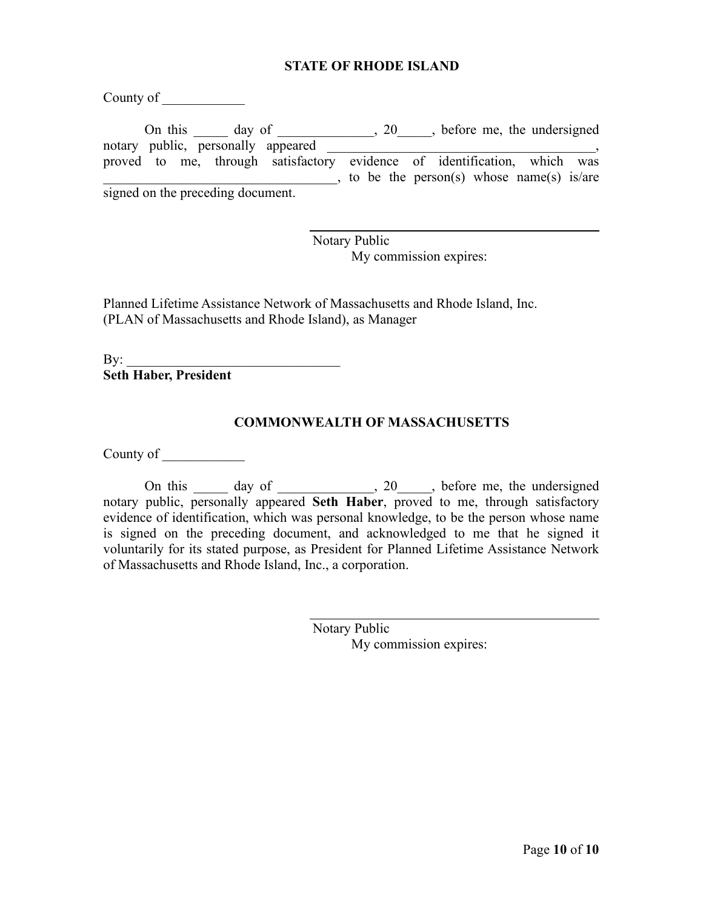**STATE OF RHODE ISLAND**

County of ____________

On this _____ day of ______________, 20_____, before me, the undersigned notary public, personally appeared ________________________________________, proved to me, through satisfactory evidence of identification, which was __________________________________, to be the person(s) whose name(s) is/are signed on the preceding document.

\_\_\_\_\_\_\_\_\_\_\_\_\_\_\_\_\_\_\_\_\_\_\_\_\_\_\_\_\_\_\_\_\_\_\_\_\_\_\_\_
Notary Public
My commission expires:

Planned Lifetime Assistance Network of Massachusetts and Rhode Island, Inc.
(PLAN of Massachusetts and Rhode Island), as Manager

By: ________________________________
**Seth Haber, President**

**COMMONWEALTH OF MASSACHUSETTS**

County of ____________

On this _____ day of ______________, 20_____, before me, the undersigned notary public, personally appeared **Seth Haber**, proved to me, through satisfactory evidence of identification, which was personal knowledge, to be the person whose name is signed on the preceding document, and acknowledged to me that he signed it voluntarily for its stated purpose, as President for Planned Lifetime Assistance Network of Massachusetts and Rhode Island, Inc., a corporation.

\_\_\_\_\_\_\_\_\_\_\_\_\_\_\_\_\_\_\_\_\_\_\_\_\_\_\_\_\_\_\_\_\_\_\_\_\_\_\_\_
Notary Public
My commission expires: